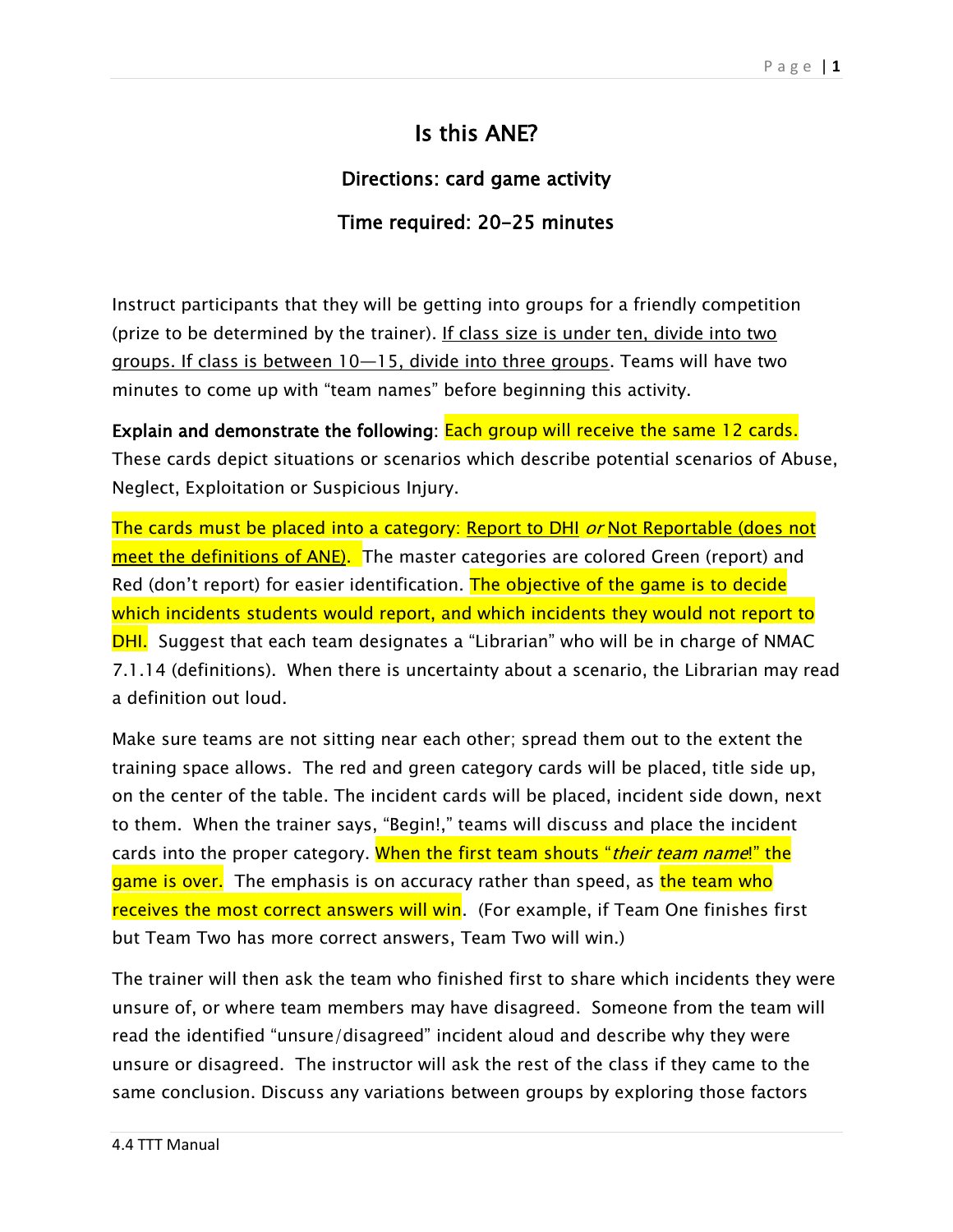# Is this ANE?

## Directions: card game activity

## Time required: 20-25 minutes

Instruct participants that they will be getting into groups for a friendly competition (prize to be determined by the trainer). <u>If class size is under ten, divide into two groups. If class is between 10—15, divide into three groups</u>. Teams will have two minutes to come up with "team names" before beginning this activity.

**Explain and demonstrate the following**: Each group will receive the same 12 cards. These cards depict situations or scenarios which describe potential scenarios of Abuse, Neglect, Exploitation or Suspicious Injury.

The cards must be placed into a category: <u>Report to DHI</u> *or* <u>Not Reportable (does not meet the definitions of ANE)</u>. The master categories are colored Green (report) and Red (don't report) for easier identification. The objective of the game is to decide which incidents students would report, and which incidents they would not report to DHI. Suggest that each team designates a "Librarian" who will be in charge of NMAC 7.1.14 (definitions). When there is uncertainty about a scenario, the Librarian may read a definition out loud.

Make sure teams are not sitting near each other; spread them out to the extent the training space allows. The red and green category cards will be placed, title side up, on the center of the table. The incident cards will be placed, incident side down, next to them. When the trainer says, "Begin!," teams will discuss and place the incident cards into the proper category. When the first team shouts "*their team name*!" the game is over. The emphasis is on accuracy rather than speed, as the team who receives the most correct answers will win. (For example, if Team One finishes first but Team Two has more correct answers, Team Two will win.)

The trainer will then ask the team who finished first to share which incidents they were unsure of, or where team members may have disagreed. Someone from the team will read the identified "unsure/disagreed" incident aloud and describe why they were unsure or disagreed. The instructor will ask the rest of the class if they came to the same conclusion. Discuss any variations between groups by exploring those factors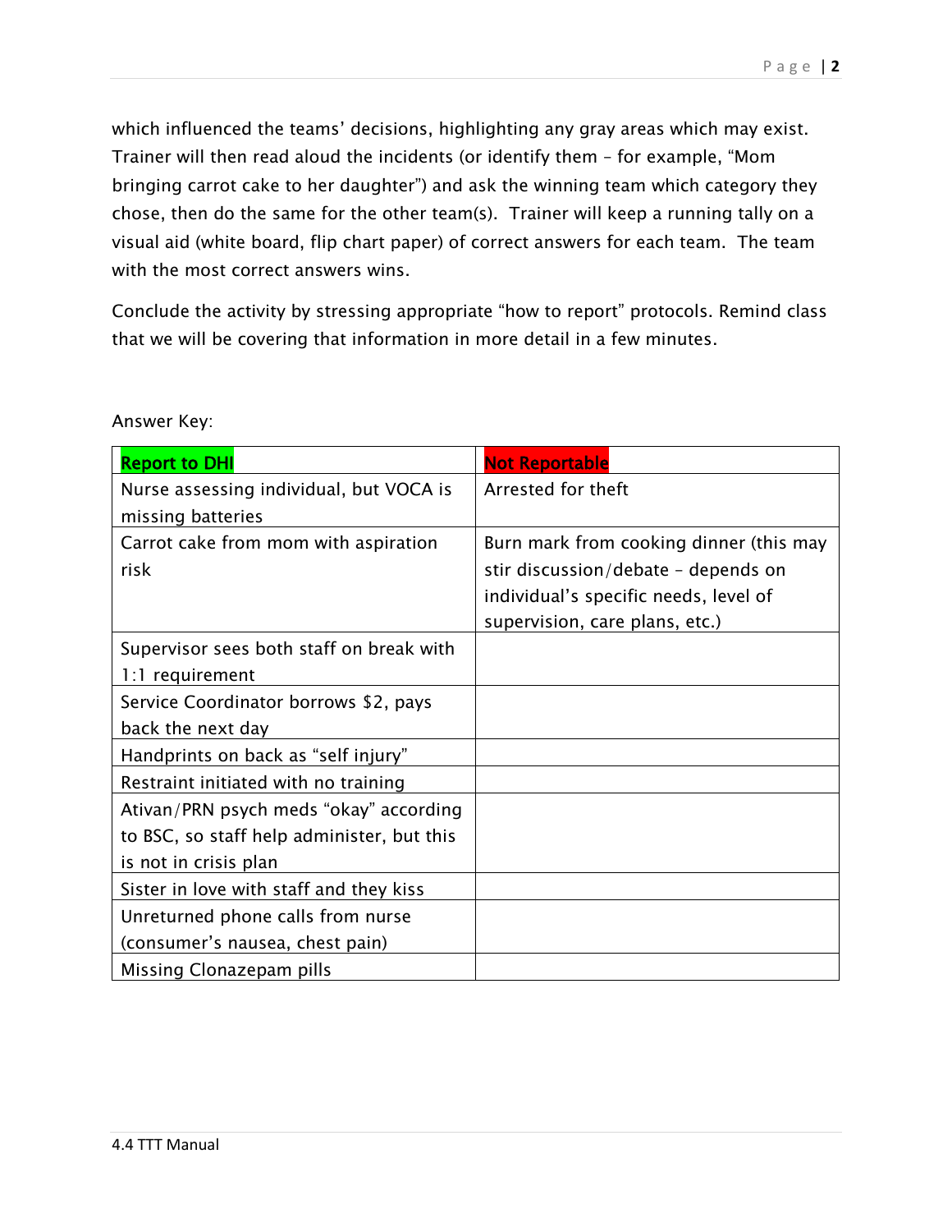which influenced the teams' decisions, highlighting any gray areas which may exist. Trainer will then read aloud the incidents (or identify them – for example, "Mom bringing carrot cake to her daughter") and ask the winning team which category they chose, then do the same for the other team(s). Trainer will keep a running tally on a visual aid (white board, flip chart paper) of correct answers for each team. The team with the most correct answers wins.

Conclude the activity by stressing appropriate "how to report" protocols. Remind class that we will be covering that information in more detail in a few minutes.

Answer Key:

| Report to DHI | Not Reportable |
|---|---|
| Nurse assessing individual, but VOCA is missing batteries | Arrested for theft |
| Carrot cake from mom with aspiration risk | Burn mark from cooking dinner (this may stir discussion/debate – depends on individual's specific needs, level of supervision, care plans, etc.) |
| Supervisor sees both staff on break with 1:1 requirement | |
| Service Coordinator borrows $2, pays back the next day | |
| Handprints on back as "self injury" | |
| Restraint initiated with no training | |
| Ativan/PRN psych meds "okay" according to BSC, so staff help administer, but this is not in crisis plan | |
| Sister in love with staff and they kiss | |
| Unreturned phone calls from nurse (consumer's nausea, chest pain) | |
| Missing Clonazepam pills | |